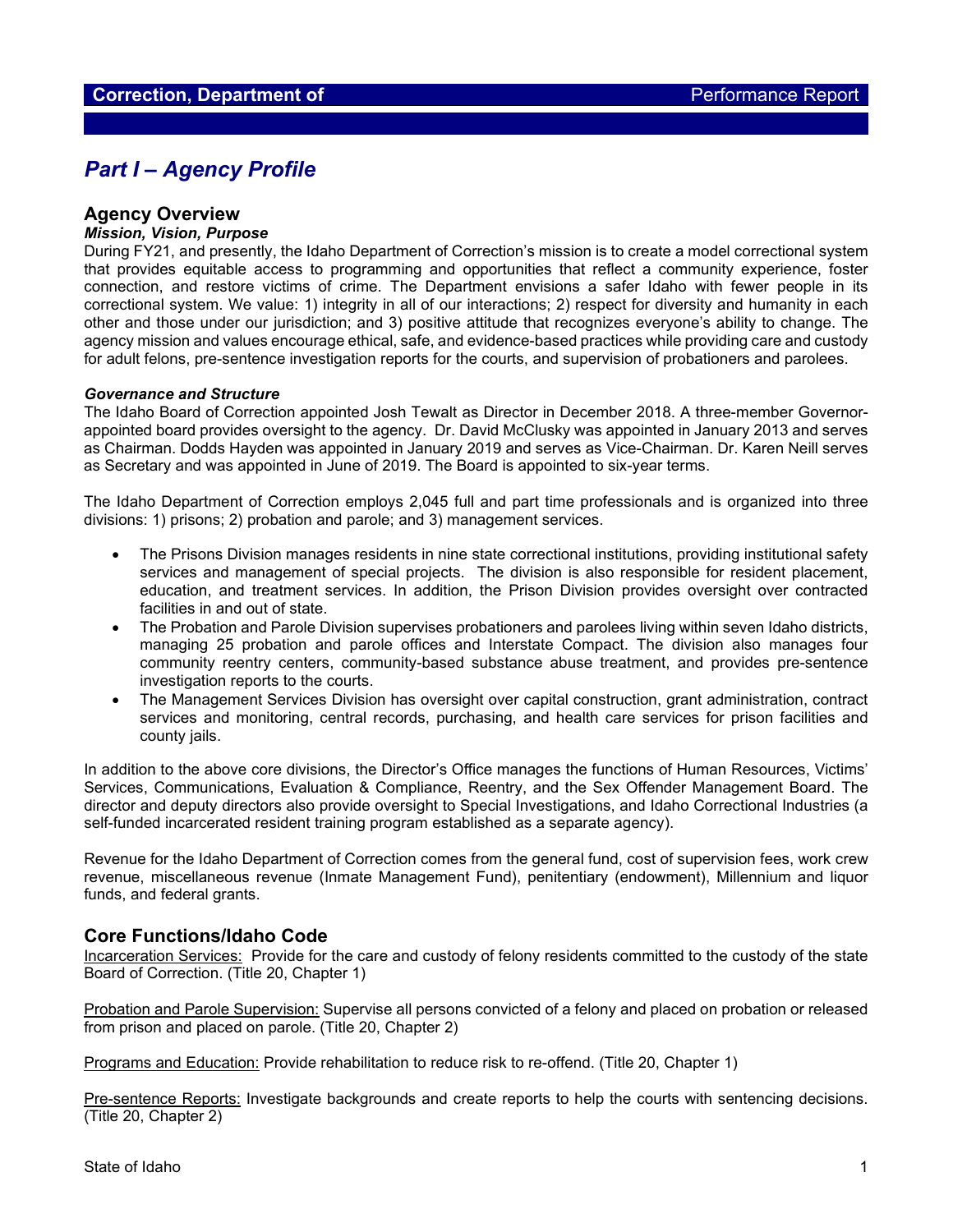**Correction, Department of** Performance Report

# Part I – Agency Profile

## Agency Overview

***Mission, Vision, Purpose***

During FY21, and presently, the Idaho Department of Correction's mission is to create a model correctional system that provides equitable access to programming and opportunities that reflect a community experience, foster connection, and restore victims of crime. The Department envisions a safer Idaho with fewer people in its correctional system. We value: 1) integrity in all of our interactions; 2) respect for diversity and humanity in each other and those under our jurisdiction; and 3) positive attitude that recognizes everyone's ability to change. The agency mission and values encourage ethical, safe, and evidence-based practices while providing care and custody for adult felons, pre-sentence investigation reports for the courts, and supervision of probationers and parolees.

***Governance and Structure***

The Idaho Board of Correction appointed Josh Tewalt as Director in December 2018. A three-member Governor-appointed board provides oversight to the agency. Dr. David McClusky was appointed in January 2013 and serves as Chairman. Dodds Hayden was appointed in January 2019 and serves as Vice-Chairman. Dr. Karen Neill serves as Secretary and was appointed in June of 2019. The Board is appointed to six-year terms.

The Idaho Department of Correction employs 2,045 full and part time professionals and is organized into three divisions: 1) prisons; 2) probation and parole; and 3) management services.

- The Prisons Division manages residents in nine state correctional institutions, providing institutional safety services and management of special projects. The division is also responsible for resident placement, education, and treatment services. In addition, the Prison Division provides oversight over contracted facilities in and out of state.
- The Probation and Parole Division supervises probationers and parolees living within seven Idaho districts, managing 25 probation and parole offices and Interstate Compact. The division also manages four community reentry centers, community-based substance abuse treatment, and provides pre-sentence investigation reports to the courts.
- The Management Services Division has oversight over capital construction, grant administration, contract services and monitoring, central records, purchasing, and health care services for prison facilities and county jails.

In addition to the above core divisions, the Director's Office manages the functions of Human Resources, Victims' Services, Communications, Evaluation & Compliance, Reentry, and the Sex Offender Management Board. The director and deputy directors also provide oversight to Special Investigations, and Idaho Correctional Industries (a self-funded incarcerated resident training program established as a separate agency).

Revenue for the Idaho Department of Correction comes from the general fund, cost of supervision fees, work crew revenue, miscellaneous revenue (Inmate Management Fund), penitentiary (endowment), Millennium and liquor funds, and federal grants.

## Core Functions/Idaho Code

Incarceration Services: Provide for the care and custody of felony residents committed to the custody of the state Board of Correction. (Title 20, Chapter 1)

Probation and Parole Supervision: Supervise all persons convicted of a felony and placed on probation or released from prison and placed on parole. (Title 20, Chapter 2)

Programs and Education: Provide rehabilitation to reduce risk to re-offend. (Title 20, Chapter 1)

Pre-sentence Reports: Investigate backgrounds and create reports to help the courts with sentencing decisions. (Title 20, Chapter 2)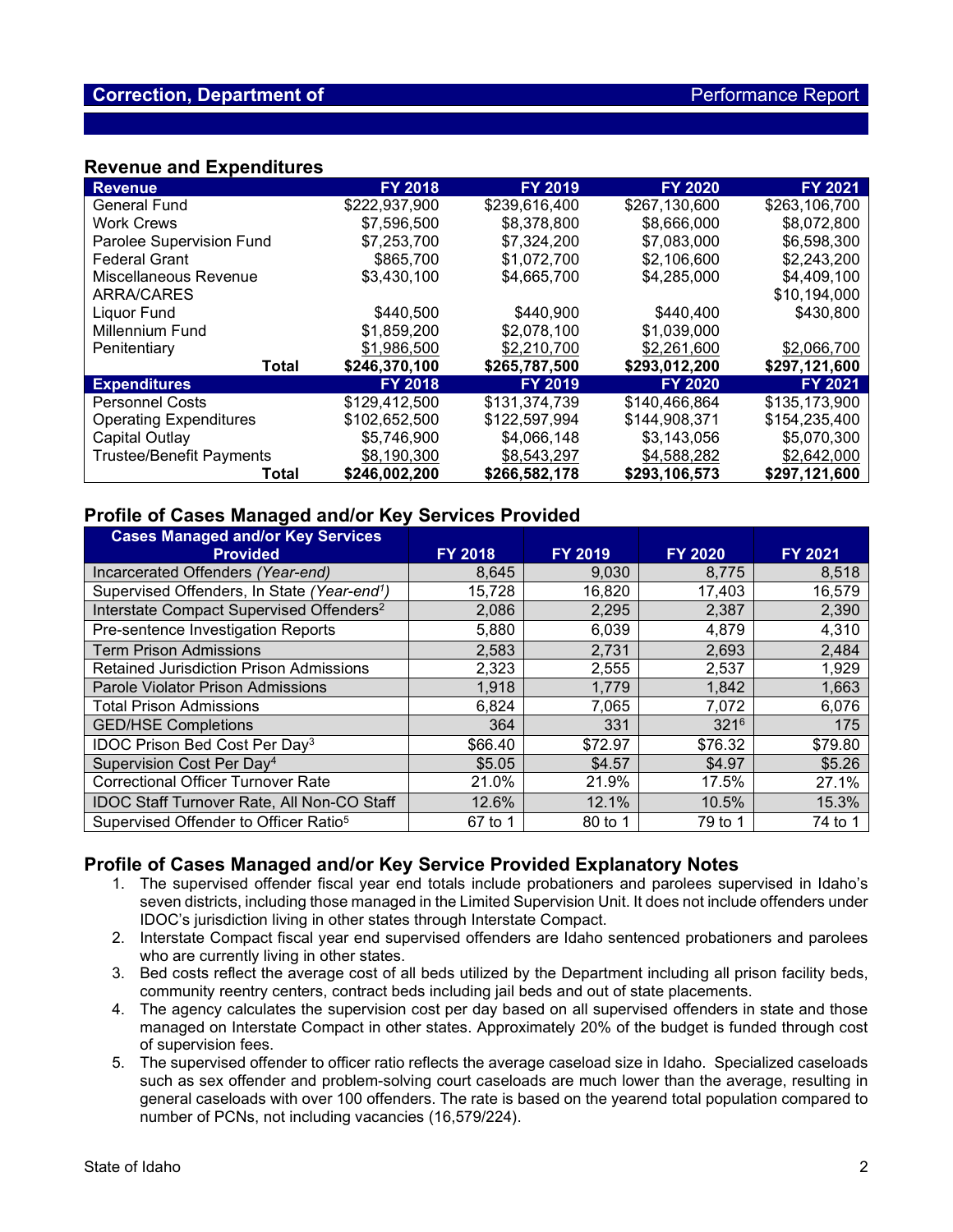## Revenue and Expenditures

| Revenue | FY 2018 | FY 2019 | FY 2020 | FY 2021 |
|---|---|---|---|---|
| General Fund | $222,937,900 | $239,616,400 | $267,130,600 | $263,106,700 |
| Work Crews | $7,596,500 | $8,378,800 | $8,666,000 | $8,072,800 |
| Parolee Supervision Fund | $7,253,700 | $7,324,200 | $7,083,000 | $6,598,300 |
| Federal Grant | $865,700 | $1,072,700 | $2,106,600 | $2,243,200 |
| Miscellaneous Revenue | $3,430,100 | $4,665,700 | $4,285,000 | $4,409,100 |
| ARRA/CARES | | | | $10,194,000 |
| Liquor Fund | $440,500 | $440,900 | $440,400 | $430,800 |
| Millennium Fund | $1,859,200 | $2,078,100 | $1,039,000 | |
| Penitentiary | $1,986,500 | $2,210,700 | $2,261,600 | $2,066,700 |
| **Total** | **$246,370,100** | **$265,787,500** | **$293,012,200** | **$297,121,600** |
| **Expenditures** | **FY 2018** | **FY 2019** | **FY 2020** | **FY 2021** |
| Personnel Costs | $129,412,500 | $131,374,739 | $140,466,864 | $135,173,900 |
| Operating Expenditures | $102,652,500 | $122,597,994 | $144,908,371 | $154,235,400 |
| Capital Outlay | $5,746,900 | $4,066,148 | $3,143,056 | $5,070,300 |
| Trustee/Benefit Payments | $8,190,300 | $8,543,297 | $4,588,282 | $2,642,000 |
| **Total** | **$246,002,200** | **$266,582,178** | **$293,106,573** | **$297,121,600** |

## Profile of Cases Managed and/or Key Services Provided

| Cases Managed and/or Key Services Provided | FY 2018 | FY 2019 | FY 2020 | FY 2021 |
|---|---|---|---|---|
| Incarcerated Offenders *(Year-end)* | 8,645 | 9,030 | 8,775 | 8,518 |
| Supervised Offenders, In State *(Year-end[1])* | 15,728 | 16,820 | 17,403 | 16,579 |
| Interstate Compact Supervised Offenders[2] | 2,086 | 2,295 | 2,387 | 2,390 |
| Pre-sentence Investigation Reports | 5,880 | 6,039 | 4,879 | 4,310 |
| Term Prison Admissions | 2,583 | 2,731 | 2,693 | 2,484 |
| Retained Jurisdiction Prison Admissions | 2,323 | 2,555 | 2,537 | 1,929 |
| Parole Violator Prison Admissions | 1,918 | 1,779 | 1,842 | 1,663 |
| Total Prison Admissions | 6,824 | 7,065 | 7,072 | 6,076 |
| GED/HSE Completions | 364 | 331 | 321[6] | 175 |
| IDOC Prison Bed Cost Per Day[3] | $66.40 | $72.97 | $76.32 | $79.80 |
| Supervision Cost Per Day[4] | $5.05 | $4.57 | $4.97 | $5.26 |
| Correctional Officer Turnover Rate | 21.0% | 21.9% | 17.5% | 27.1% |
| IDOC Staff Turnover Rate, All Non-CO Staff | 12.6% | 12.1% | 10.5% | 15.3% |
| Supervised Offender to Officer Ratio[5] | 67 to 1 | 80 to 1 | 79 to 1 | 74 to 1 |

## Profile of Cases Managed and/or Key Service Provided Explanatory Notes

1. The supervised offender fiscal year end totals include probationers and parolees supervised in Idaho's seven districts, including those managed in the Limited Supervision Unit. It does not include offenders under IDOC's jurisdiction living in other states through Interstate Compact.
2. Interstate Compact fiscal year end supervised offenders are Idaho sentenced probationers and parolees who are currently living in other states.
3. Bed costs reflect the average cost of all beds utilized by the Department including all prison facility beds, community reentry centers, contract beds including jail beds and out of state placements.
4. The agency calculates the supervision cost per day based on all supervised offenders in state and those managed on Interstate Compact in other states. Approximately 20% of the budget is funded through cost of supervision fees.
5. The supervised offender to officer ratio reflects the average caseload size in Idaho. Specialized caseloads such as sex offender and problem-solving court caseloads are much lower than the average, resulting in general caseloads with over 100 offenders. The rate is based on the yearend total population compared to number of PCNs, not including vacancies (16,579/224).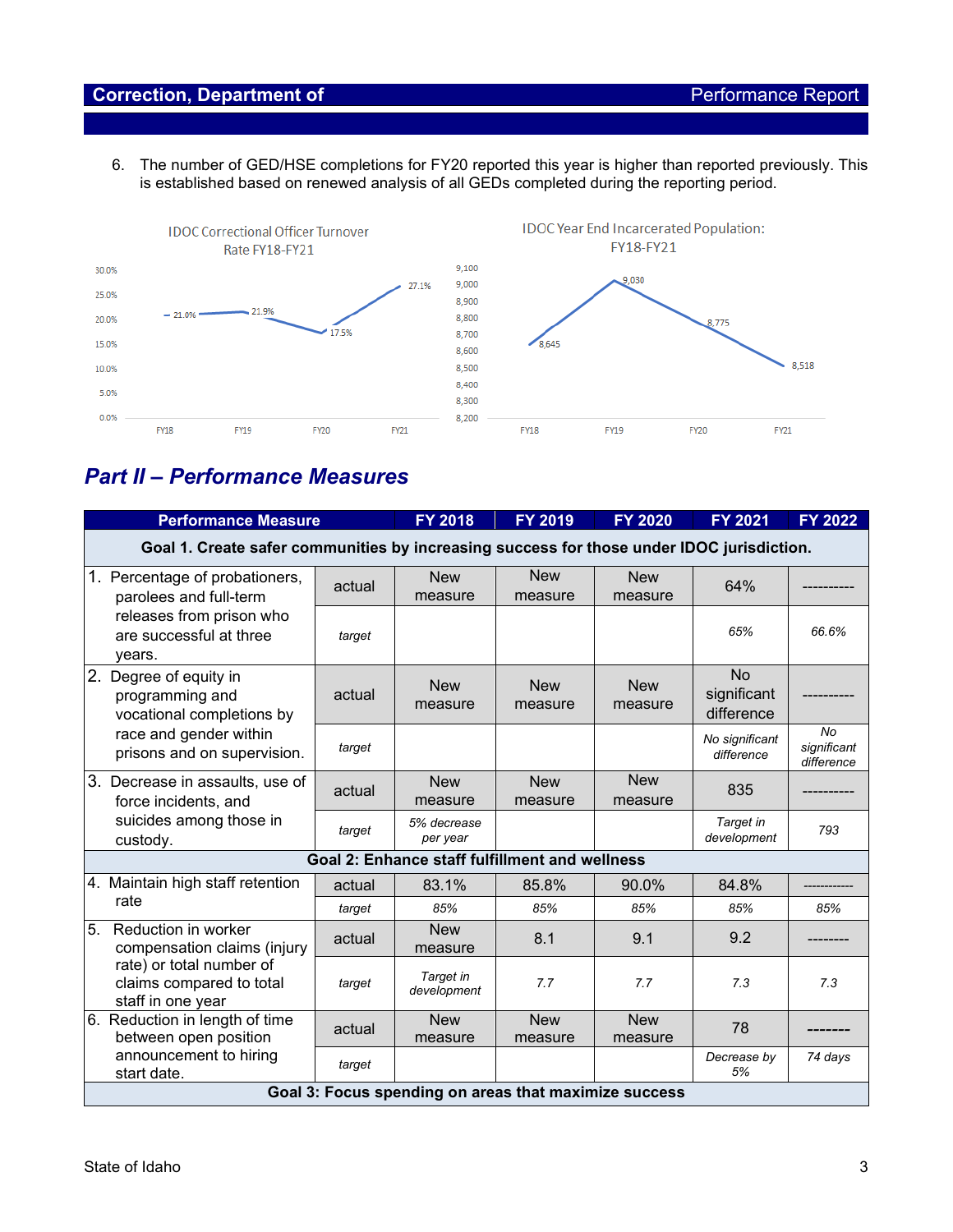6. The number of GED/HSE completions for FY20 reported this year is higher than reported previously. This is established based on renewed analysis of all GEDs completed during the reporting period.

IDOC Correctional Officer Turnover Rate FY18-FY21

| FY18 | FY19 | FY20 | FY21 |
|---|---|---|---|
| 21.0% | 21.9% | 17.5% | 27.1% |

IDOC Year End Incarcerated Population: FY18-FY21

| FY18 | FY19 | FY20 | FY21 |
|---|---|---|---|
| 8,645 | 9,030 | 8,775 | 8,518 |

## Part II – Performance Measures

| Performance Measure | | FY 2018 | FY 2019 | FY 2020 | FY 2021 | FY 2022 |
|---|---|---|---|---|---|---|
| **Goal 1. Create safer communities by increasing success for those under IDOC jurisdiction.** | | | | | | |
| 1. Percentage of probationers, parolees and full-term releases from prison who are successful at three years. | actual | New measure | New measure | New measure | 64% | ---------- |
| | *target* | | | | *65%* | *66.6%* |
| 2. Degree of equity in programming and vocational completions by race and gender within prisons and on supervision. | actual | New measure | New measure | New measure | No significant difference | ---------- |
| | *target* | | | | *No significant difference* | *No significant difference* |
| 3. Decrease in assaults, use of force incidents, and suicides among those in custody. | actual | New measure | New measure | New measure | 835 | ---------- |
| | *target* | *5% decrease per year* | | | *Target in development* | *793* |
| **Goal 2: Enhance staff fulfillment and wellness** | | | | | | |
| 4. Maintain high staff retention rate | actual | 83.1% | 85.8% | 90.0% | 84.8% | ------------ |
| | *target* | *85%* | *85%* | *85%* | *85%* | *85%* |
| 5. Reduction in worker compensation claims (injury rate) or total number of claims compared to total staff in one year | actual | New measure | 8.1 | 9.1 | 9.2 | -------- |
| | *target* | *Target in development* | *7.7* | *7.7* | *7.3* | *7.3* |
| 6. Reduction in length of time between open position announcement to hiring start date. | actual | New measure | New measure | New measure | 78 | ------- |
| | *target* | | | | *Decrease by 5%* | *74 days* |
| **Goal 3: Focus spending on areas that maximize success** | | | | | | |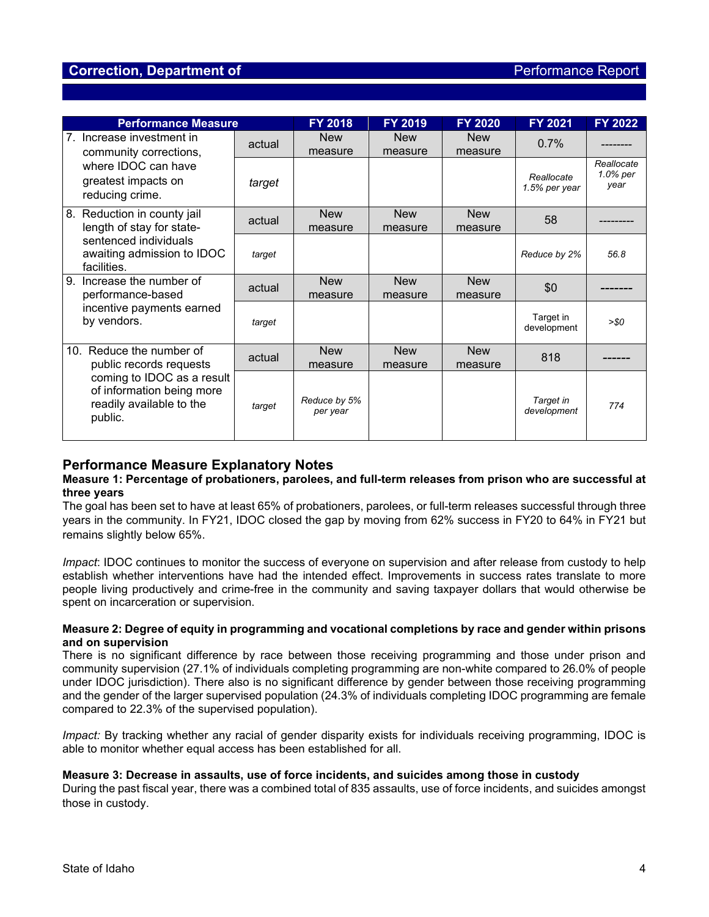## Correction, Department of — Performance Report

| Performance Measure | | FY 2018 | FY 2019 | FY 2020 | FY 2021 | FY 2022 |
|---|---|---|---|---|---|---|
| 7. Increase investment in community corrections, where IDOC can have greatest impacts on reducing crime. | actual | New measure | New measure | New measure | 0.7% | -------- |
| | *target* | | | | *Reallocate 1.5% per year* | *Reallocate 1.0% per year* |
| 8. Reduction in county jail length of stay for state-sentenced individuals awaiting admission to IDOC facilities. | actual | New measure | New measure | New measure | 58 | --------- |
| | *target* | | | | *Reduce by 2%* | *56.8* |
| 9. Increase the number of performance-based incentive payments earned by vendors. | actual | New measure | New measure | New measure | $0 | ------- |
| | *target* | | | | Target in development | *>$0* |
| 10. Reduce the number of public records requests coming to IDOC as a result of information being more readily available to the public. | actual | New measure | New measure | New measure | 818 | ------ |
| | *target* | *Reduce by 5% per year* | | | *Target in development* | *774* |

## Performance Measure Explanatory Notes

**Measure 1: Percentage of probationers, parolees, and full-term releases from prison who are successful at three years**

The goal has been set to have at least 65% of probationers, parolees, or full-term releases successful through three years in the community. In FY21, IDOC closed the gap by moving from 62% success in FY20 to 64% in FY21 but remains slightly below 65%.

*Impact*: IDOC continues to monitor the success of everyone on supervision and after release from custody to help establish whether interventions have had the intended effect. Improvements in success rates translate to more people living productively and crime-free in the community and saving taxpayer dollars that would otherwise be spent on incarceration or supervision.

**Measure 2: Degree of equity in programming and vocational completions by race and gender within prisons and on supervision**

There is no significant difference by race between those receiving programming and those under prison and community supervision (27.1% of individuals completing programming are non-white compared to 26.0% of people under IDOC jurisdiction). There also is no significant difference by gender between those receiving programming and the gender of the larger supervised population (24.3% of individuals completing IDOC programming are female compared to 22.3% of the supervised population).

*Impact:* By tracking whether any racial of gender disparity exists for individuals receiving programming, IDOC is able to monitor whether equal access has been established for all.

**Measure 3: Decrease in assaults, use of force incidents, and suicides among those in custody**

During the past fiscal year, there was a combined total of 835 assaults, use of force incidents, and suicides amongst those in custody.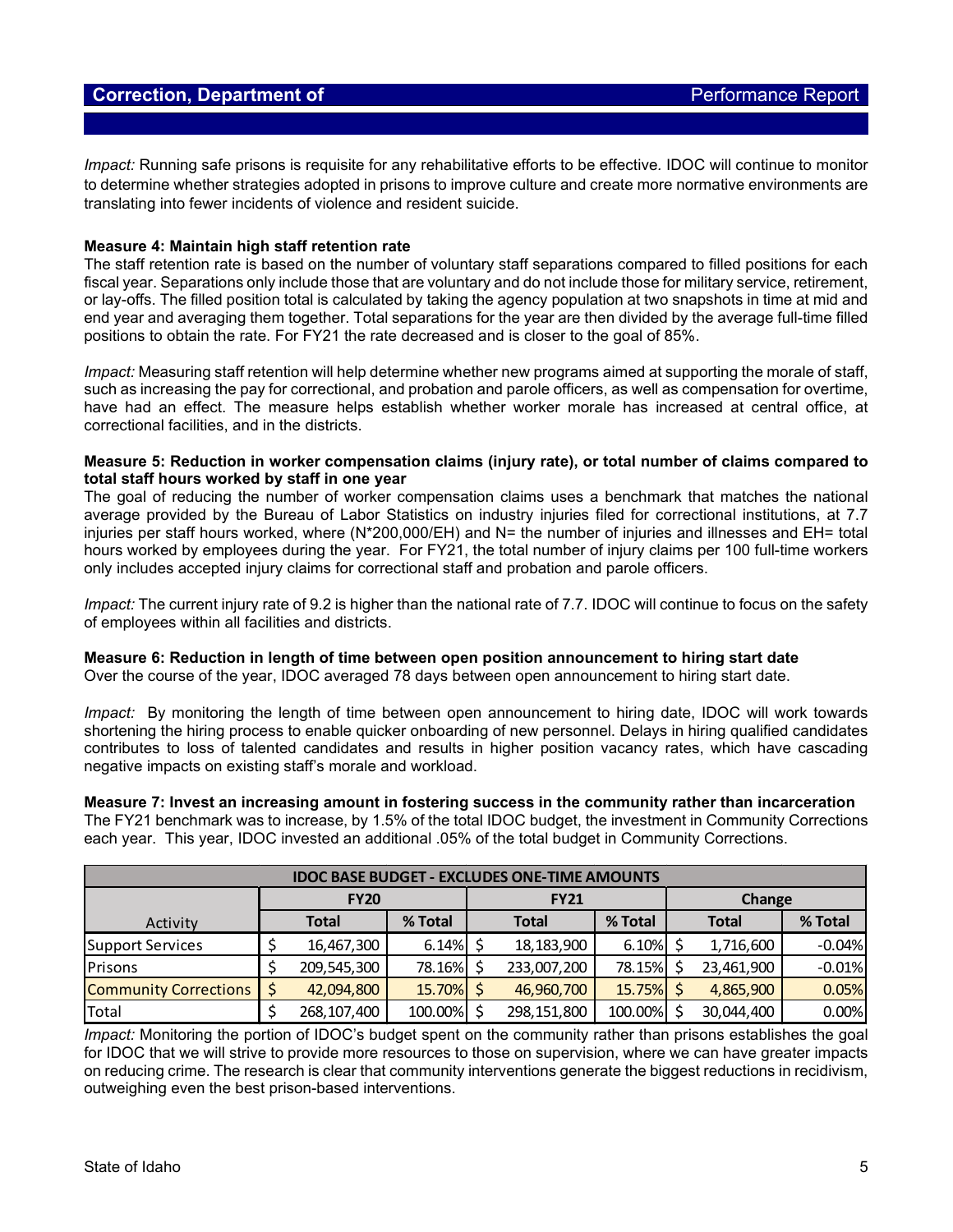*Impact:* Running safe prisons is requisite for any rehabilitative efforts to be effective. IDOC will continue to monitor to determine whether strategies adopted in prisons to improve culture and create more normative environments are translating into fewer incidents of violence and resident suicide.

**Measure 4: Maintain high staff retention rate**

The staff retention rate is based on the number of voluntary staff separations compared to filled positions for each fiscal year. Separations only include those that are voluntary and do not include those for military service, retirement, or lay-offs. The filled position total is calculated by taking the agency population at two snapshots in time at mid and end year and averaging them together. Total separations for the year are then divided by the average full-time filled positions to obtain the rate. For FY21 the rate decreased and is closer to the goal of 85%.

*Impact:* Measuring staff retention will help determine whether new programs aimed at supporting the morale of staff, such as increasing the pay for correctional, and probation and parole officers, as well as compensation for overtime, have had an effect. The measure helps establish whether worker morale has increased at central office, at correctional facilities, and in the districts.

**Measure 5: Reduction in worker compensation claims (injury rate), or total number of claims compared to total staff hours worked by staff in one year**

The goal of reducing the number of worker compensation claims uses a benchmark that matches the national average provided by the Bureau of Labor Statistics on industry injuries filed for correctional institutions, at 7.7 injuries per staff hours worked, where (N*200,000/EH) and N= the number of injuries and illnesses and EH= total hours worked by employees during the year. For FY21, the total number of injury claims per 100 full-time workers only includes accepted injury claims for correctional staff and probation and parole officers.

*Impact:* The current injury rate of 9.2 is higher than the national rate of 7.7. IDOC will continue to focus on the safety of employees within all facilities and districts.

**Measure 6: Reduction in length of time between open position announcement to hiring start date**

Over the course of the year, IDOC averaged 78 days between open announcement to hiring start date.

*Impact:* By monitoring the length of time between open announcement to hiring date, IDOC will work towards shortening the hiring process to enable quicker onboarding of new personnel. Delays in hiring qualified candidates contributes to loss of talented candidates and results in higher position vacancy rates, which have cascading negative impacts on existing staff's morale and workload.

**Measure 7: Invest an increasing amount in fostering success in the community rather than incarceration**

The FY21 benchmark was to increase, by 1.5% of the total IDOC budget, the investment in Community Corrections each year. This year, IDOC invested an additional .05% of the total budget in Community Corrections.

| IDOC BASE BUDGET - EXCLUDES ONE-TIME AMOUNTS | | | | | | |
|---|---|---|---|---|---|---|
| | FY20 | | FY21 | | Change | |
| Activity | Total | % Total | Total | % Total | Total | % Total |
| Support Services | $ 16,467,300 | 6.14% | $ 18,183,900 | 6.10% | $ 1,716,600 | -0.04% |
| Prisons | $ 209,545,300 | 78.16% | $ 233,007,200 | 78.15% | $ 23,461,900 | -0.01% |
| Community Corrections | $ 42,094,800 | 15.70% | $ 46,960,700 | 15.75% | $ 4,865,900 | 0.05% |
| Total | $ 268,107,400 | 100.00% | $ 298,151,800 | 100.00% | $ 30,044,400 | 0.00% |

*Impact:* Monitoring the portion of IDOC's budget spent on the community rather than prisons establishes the goal for IDOC that we will strive to provide more resources to those on supervision, where we can have greater impacts on reducing crime. The research is clear that community interventions generate the biggest reductions in recidivism, outweighing even the best prison-based interventions.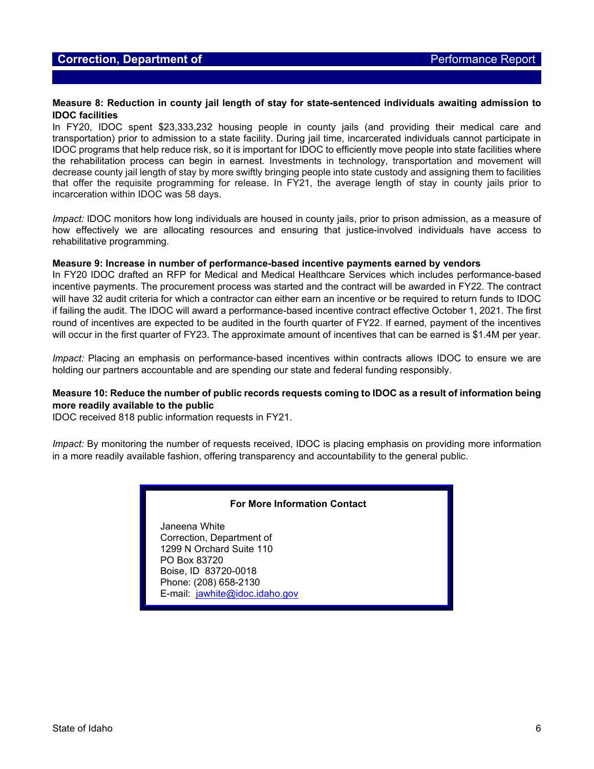### Measure 8: Reduction in county jail length of stay for state-sentenced individuals awaiting admission to IDOC facilities

In FY20, IDOC spent $23,333,232 housing people in county jails (and providing their medical care and transportation) prior to admission to a state facility. During jail time, incarcerated individuals cannot participate in IDOC programs that help reduce risk, so it is important for IDOC to efficiently move people into state facilities where the rehabilitation process can begin in earnest. Investments in technology, transportation and movement will decrease county jail length of stay by more swiftly bringing people into state custody and assigning them to facilities that offer the requisite programming for release. In FY21, the average length of stay in county jails prior to incarceration within IDOC was 58 days.

*Impact:* IDOC monitors how long individuals are housed in county jails, prior to prison admission, as a measure of how effectively we are allocating resources and ensuring that justice-involved individuals have access to rehabilitative programming.

### Measure 9: Increase in number of performance-based incentive payments earned by vendors

In FY20 IDOC drafted an RFP for Medical and Medical Healthcare Services which includes performance-based incentive payments. The procurement process was started and the contract will be awarded in FY22. The contract will have 32 audit criteria for which a contractor can either earn an incentive or be required to return funds to IDOC if failing the audit. The IDOC will award a performance-based incentive contract effective October 1, 2021. The first round of incentives are expected to be audited in the fourth quarter of FY22. If earned, payment of the incentives will occur in the first quarter of FY23. The approximate amount of incentives that can be earned is $1.4M per year.

*Impact:* Placing an emphasis on performance-based incentives within contracts allows IDOC to ensure we are holding our partners accountable and are spending our state and federal funding responsibly.

### Measure 10: Reduce the number of public records requests coming to IDOC as a result of information being more readily available to the public

IDOC received 818 public information requests in FY21.

*Impact:* By monitoring the number of requests received, IDOC is placing emphasis on providing more information in a more readily available fashion, offering transparency and accountability to the general public.

**For More Information Contact**

Janeena White
Correction, Department of
1299 N Orchard Suite 110
PO Box 83720
Boise, ID 83720-0018
Phone: (208) 658-2130
E-mail: jawhite@idoc.idaho.gov